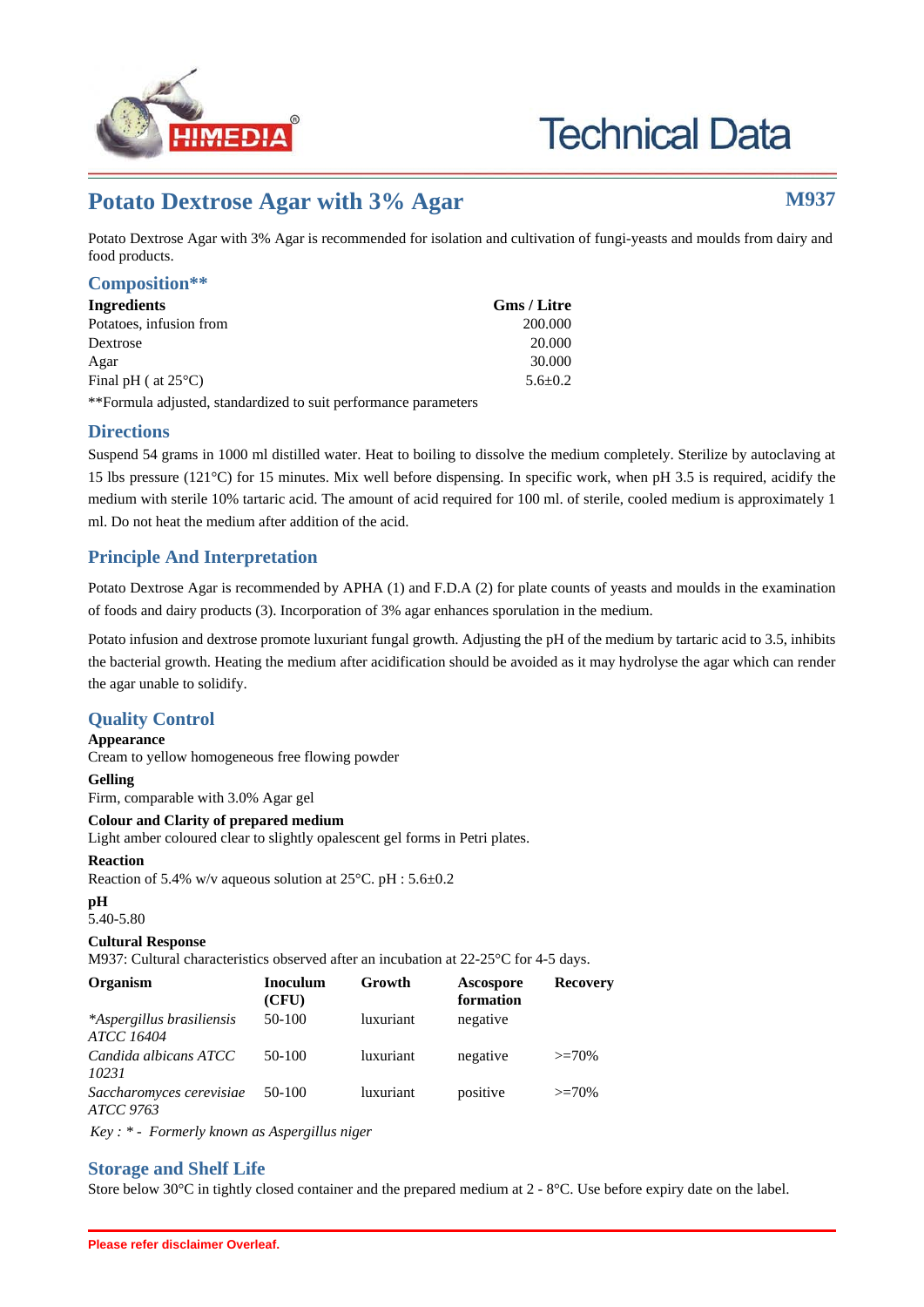# Potato Dextrose Agar with 3% Agar

**M937**

Potato Dextrose Agar with 3% Agar is recommended for isolation and cultivation of fungi-yeasts and moulds from dairy and food products.

## Composition**

| Ingredients | Gms / Litre |
|---|---|
| Potatoes, infusion from | 200.000 |
| Dextrose | 20.000 |
| Agar | 30.000 |
| Final pH ( at 25°C) | 5.6±0.2 |

**Formula adjusted, standardized to suit performance parameters

## Directions

Suspend 54 grams in 1000 ml distilled water. Heat to boiling to dissolve the medium completely. Sterilize by autoclaving at 15 lbs pressure (121°C) for 15 minutes. Mix well before dispensing. In specific work, when pH 3.5 is required, acidify the medium with sterile 10% tartaric acid. The amount of acid required for 100 ml. of sterile, cooled medium is approximately 1 ml. Do not heat the medium after addition of the acid.

## Principle And Interpretation

Potato Dextrose Agar is recommended by APHA (1) and F.D.A (2) for plate counts of yeasts and moulds in the examination of foods and dairy products (3). Incorporation of 3% agar enhances sporulation in the medium.

Potato infusion and dextrose promote luxuriant fungal growth. Adjusting the pH of the medium by tartaric acid to 3.5, inhibits the bacterial growth. Heating the medium after acidification should be avoided as it may hydrolyse the agar which can render the agar unable to solidify.

## Quality Control

**Appearance**

Cream to yellow homogeneous free flowing powder

**Gelling**

Firm, comparable with 3.0% Agar gel

**Colour and Clarity of prepared medium**

Light amber coloured clear to slightly opalescent gel forms in Petri plates.

**Reaction**

Reaction of 5.4% w/v aqueous solution at 25°C. pH : 5.6±0.2

**pH**

5.40-5.80

**Cultural Response**

M937: Cultural characteristics observed after an incubation at 22-25°C for 4-5 days.

| Organism | Inoculum (CFU) | Growth | Ascospore formation | Recovery |
|---|---|---|---|---|
| **Aspergillus brasiliensis ATCC 16404* | 50-100 | luxuriant | negative | |
| *Candida albicans ATCC 10231* | 50-100 | luxuriant | negative | >=70% |
| *Saccharomyces cerevisiae ATCC 9763* | 50-100 | luxuriant | positive | >=70% |

*Key : * - Formerly known as Aspergillus niger*

## Storage and Shelf Life

Store below 30°C in tightly closed container and the prepared medium at 2 - 8°C. Use before expiry date on the label.

Please refer disclaimer Overleaf.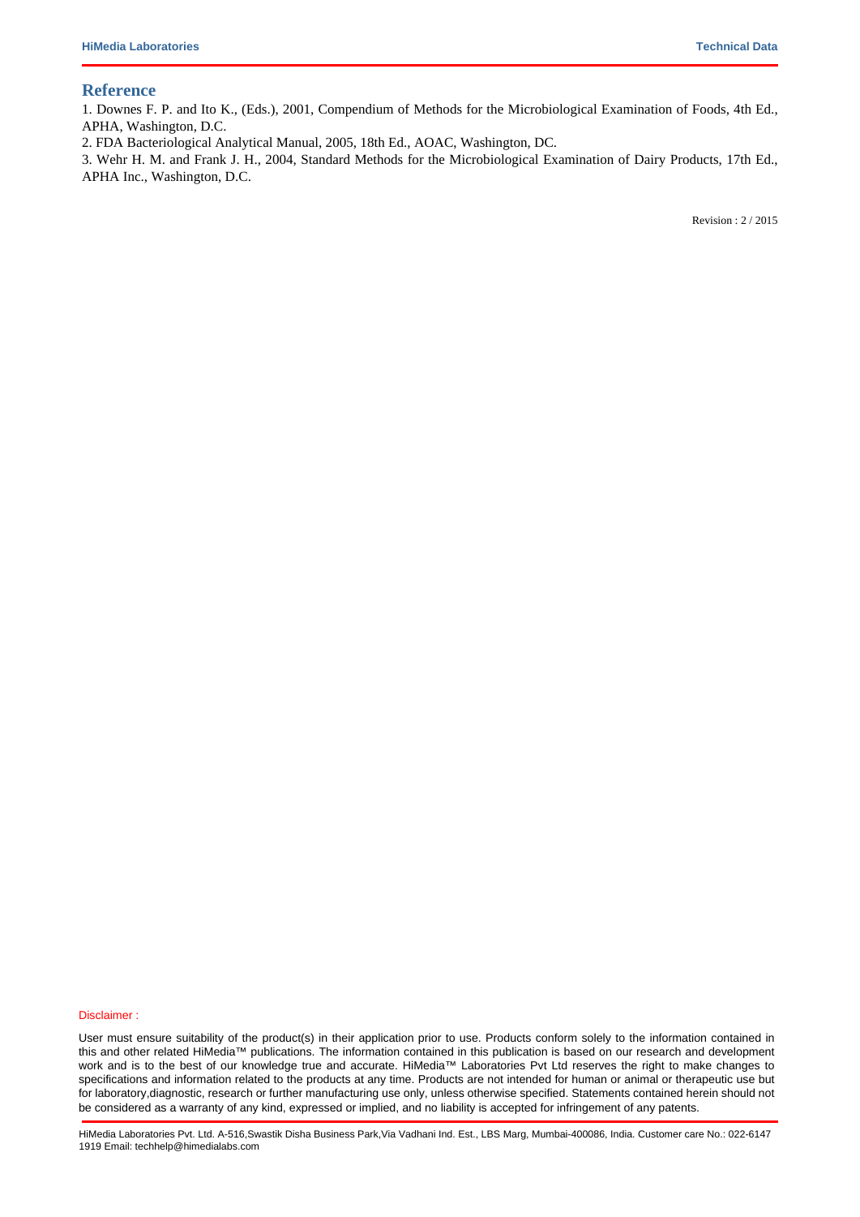## Reference

1. Downes F. P. and Ito K., (Eds.), 2001, Compendium of Methods for the Microbiological Examination of Foods, 4th Ed., APHA, Washington, D.C.

2. FDA Bacteriological Analytical Manual, 2005, 18th Ed., AOAC, Washington, DC.

3. Wehr H. M. and Frank J. H., 2004, Standard Methods for the Microbiological Examination of Dairy Products, 17th Ed., APHA Inc., Washington, D.C.

Revision : 2 / 2015

Disclaimer :

User must ensure suitability of the product(s) in their application prior to use. Products conform solely to the information contained in this and other related HiMedia™ publications. The information contained in this publication is based on our research and development work and is to the best of our knowledge true and accurate. HiMedia™ Laboratories Pvt Ltd reserves the right to make changes to specifications and information related to the products at any time. Products are not intended for human or animal or therapeutic use but for laboratory,diagnostic, research or further manufacturing use only, unless otherwise specified. Statements contained herein should not be considered as a warranty of any kind, expressed or implied, and no liability is accepted for infringement of any patents.

HiMedia Laboratories Pvt. Ltd. A-516,Swastik Disha Business Park,Via Vadhani Ind. Est., LBS Marg, Mumbai-400086, India. Customer care No.: 022-6147 1919 Email: techhelp@himedialabs.com